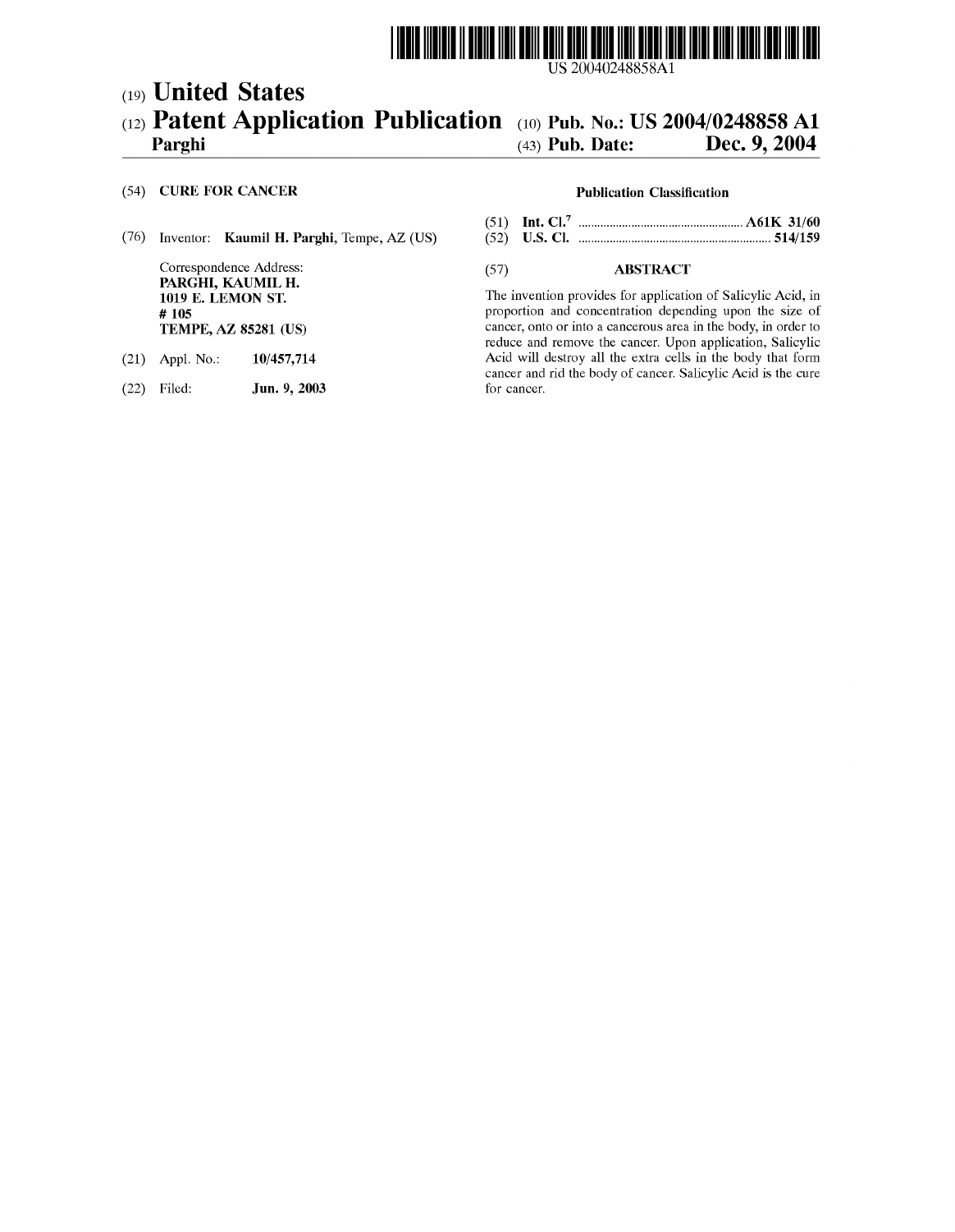US 20040248858A1

(19) **United States**

(12) **Patent Application Publication** (10) **Pub. No.: US 2004/0248858 A1**

**Parghi** (43) **Pub. Date: Dec. 9, 2004**

(54) **CURE FOR CANCER**

(76) Inventor: **Kaumil H. Parghi**, Tempe, AZ (US)

Correspondence Address:
**PARGHI, KAUMIL H.**
**1019 E. LEMON ST.**
**# 105**
**TEMPE, AZ 85281 (US)**

(21) Appl. No.: **10/457,714**

(22) Filed: **Jun. 9, 2003**

**Publication Classification**

(51) **Int. Cl.**[7] .................................................... **A61K 31/60**

(52) **U.S. Cl.** ............................................................ **514/159**

(57) **ABSTRACT**

The invention provides for application of Salicylic Acid, in proportion and concentration depending upon the size of cancer, onto or into a cancerous area in the body, in order to reduce and remove the cancer. Upon application, Salicylic Acid will destroy all the extra cells in the body that form cancer and rid the body of cancer. Salicylic Acid is the cure for cancer.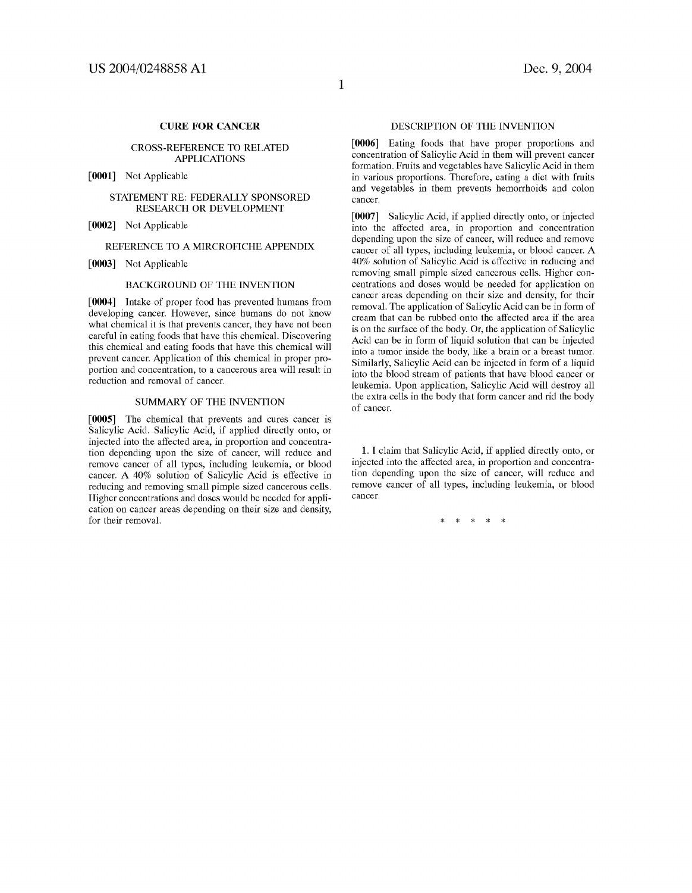# CURE FOR CANCER

## CROSS-REFERENCE TO RELATED APPLICATIONS

**[0001]** Not Applicable

## STATEMENT RE: FEDERALLY SPONSORED RESEARCH OR DEVELOPMENT

**[0002]** Not Applicable

## REFERENCE TO A MIRCROFICHE APPENDIX

**[0003]** Not Applicable

## BACKGROUND OF THE INVENTION

**[0004]** Intake of proper food has prevented humans from developing cancer. However, since humans do not know what chemical it is that prevents cancer, they have not been careful in eating foods that have this chemical. Discovering this chemical and eating foods that have this chemical will prevent cancer. Application of this chemical in proper proportion and concentration, to a cancerous area will result in reduction and removal of cancer.

## SUMMARY OF THE INVENTION

**[0005]** The chemical that prevents and cures cancer is Salicylic Acid. Salicylic Acid, if applied directly onto, or injected into the affected area, in proportion and concentration depending upon the size of cancer, will reduce and remove cancer of all types, including leukemia, or blood cancer. A 40% solution of Salicylic Acid is effective in reducing and removing small pimple sized cancerous cells. Higher concentrations and doses would be needed for application on cancer areas depending on their size and density, for their removal.

## DESCRIPTION OF THE INVENTION

**[0006]** Eating foods that have proper proportions and concentration of Salicylic Acid in them will prevent cancer formation. Fruits and vegetables have Salicylic Acid in them in various proportions. Therefore, eating a diet with fruits and vegetables in them prevents hemorrhoids and colon cancer.

**[0007]** Salicylic Acid, if applied directly onto, or injected into the affected area, in proportion and concentration depending upon the size of cancer, will reduce and remove cancer of all types, including leukemia, or blood cancer. A 40% solution of Salicylic Acid is effective in reducing and removing small pimple sized cancerous cells. Higher concentrations and doses would be needed for application on cancer areas depending on their size and density, for their removal. The application of Salicylic Acid can be in form of cream that can be rubbed onto the affected area if the area is on the surface of the body. Or, the application of Salicylic Acid can be in form of liquid solution that can be injected into a tumor inside the body, like a brain or a breast tumor. Similarly, Salicylic Acid can be injected in form of a liquid into the blood stream of patients that have blood cancer or leukemia. Upon application, Salicylic Acid will destroy all the extra cells in the body that form cancer and rid the body of cancer.

1. I claim that Salicylic Acid, if applied directly onto, or injected into the affected area, in proportion and concentration depending upon the size of cancer, will reduce and remove cancer of all types, including leukemia, or blood cancer.

* * * * *